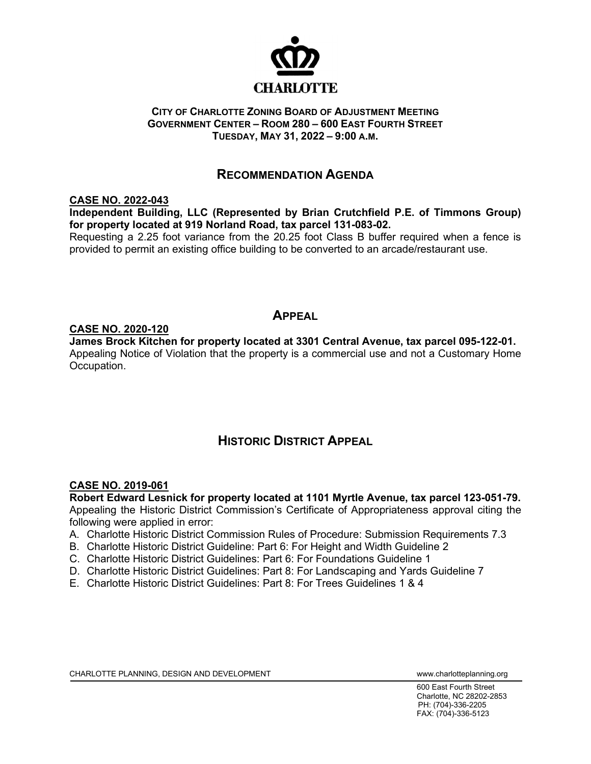# CHARLOTTE

**CITY OF CHARLOTTE ZONING BOARD OF ADJUSTMENT MEETING**
**GOVERNMENT CENTER – ROOM 280 – 600 EAST FOURTH STREET**
**TUESDAY, MAY 31, 2022 – 9:00 A.M.**

## RECOMMENDATION AGENDA

**CASE NO. 2022-043**

**Independent Building, LLC (Represented by Brian Crutchfield P.E. of Timmons Group) for property located at 919 Norland Road, tax parcel 131-083-02.**
Requesting a 2.25 foot variance from the 20.25 foot Class B buffer required when a fence is provided to permit an existing office building to be converted to an arcade/restaurant use.

## APPEAL

**CASE NO. 2020-120**

**James Brock Kitchen for property located at 3301 Central Avenue, tax parcel 095-122-01.**
Appealing Notice of Violation that the property is a commercial use and not a Customary Home Occupation.

## HISTORIC DISTRICT APPEAL

**CASE NO. 2019-061**

**Robert Edward Lesnick for property located at 1101 Myrtle Avenue, tax parcel 123-051-79.**
Appealing the Historic District Commission's Certificate of Appropriateness approval citing the following were applied in error:

A. Charlotte Historic District Commission Rules of Procedure: Submission Requirements 7.3
B. Charlotte Historic District Guideline: Part 6: For Height and Width Guideline 2
C. Charlotte Historic District Guidelines: Part 6: For Foundations Guideline 1
D. Charlotte Historic District Guidelines: Part 8: For Landscaping and Yards Guideline 7
E. Charlotte Historic District Guidelines: Part 8: For Trees Guidelines 1 & 4

CHARLOTTE PLANNING, DESIGN AND DEVELOPMENT www.charlotteplanning.org

600 East Fourth Street
Charlotte, NC 28202-2853
PH: (704)-336-2205
FAX: (704)-336-5123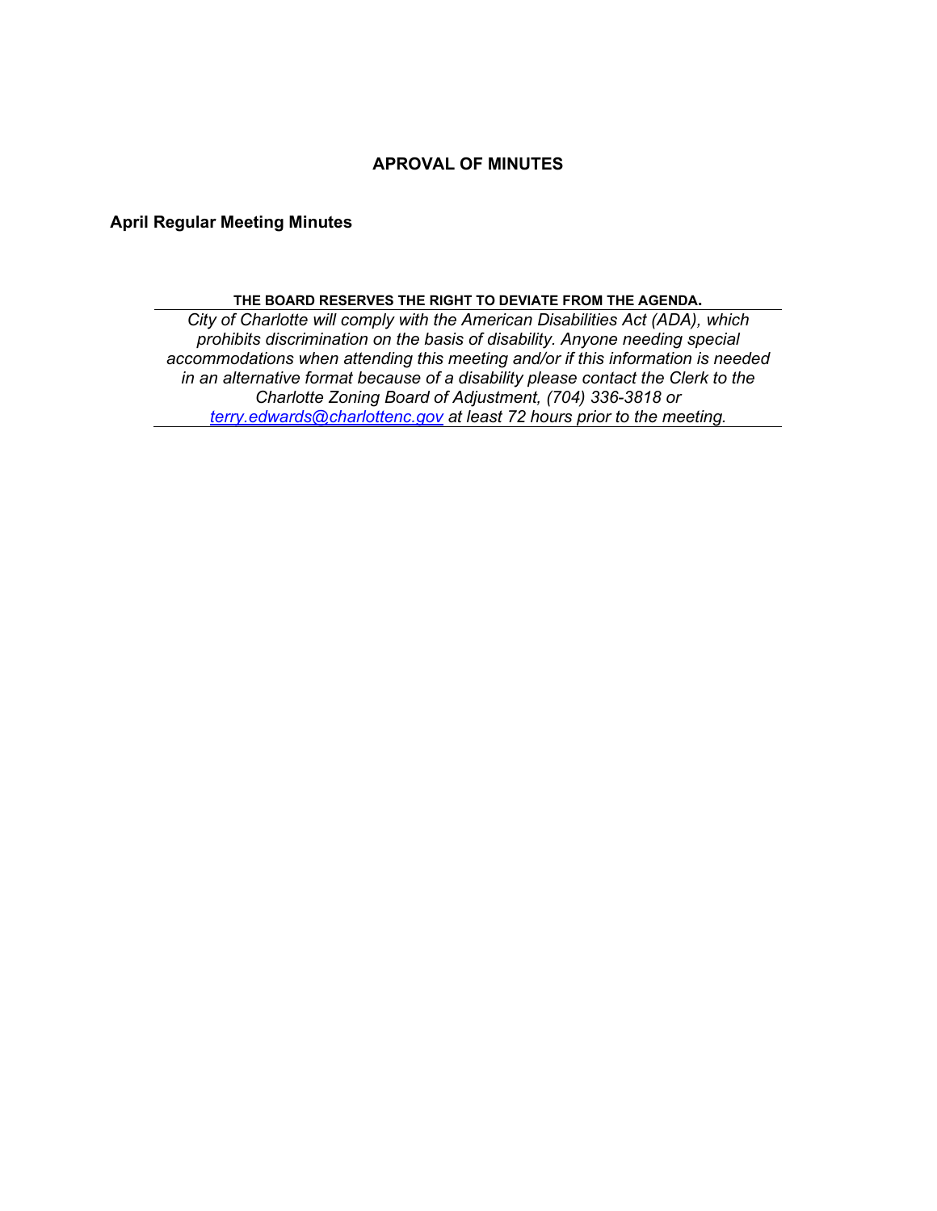## APROVAL OF MINUTES

**April Regular Meeting Minutes**

**THE BOARD RESERVES THE RIGHT TO DEVIATE FROM THE AGENDA.**

---

*City of Charlotte will comply with the American Disabilities Act (ADA), which prohibits discrimination on the basis of disability. Anyone needing special accommodations when attending this meeting and/or if this information is needed in an alternative format because of a disability please contact the Clerk to the Charlotte Zoning Board of Adjustment, (704) 336-3818 or [terry.edwards@charlottenc.gov](mailto:terry.edwards@charlottenc.gov) at least 72 hours prior to the meeting.*

---